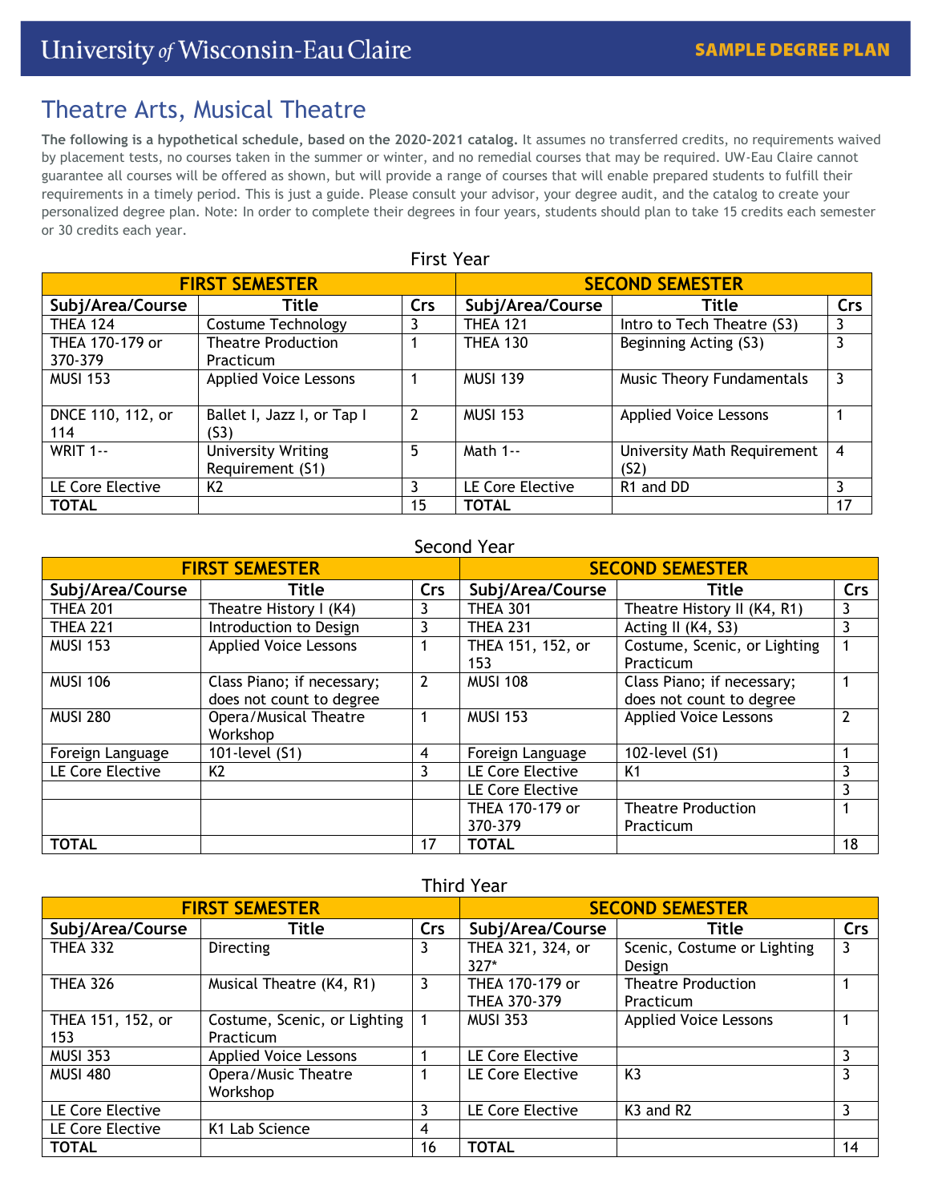University of Wisconsin-Eau Claire **SAMPLE DEGREE PLAN**

# Theatre Arts, Musical Theatre

**The following is a hypothetical schedule, based on the 2020-2021 catalog.** It assumes no transferred credits, no requirements waived by placement tests, no courses taken in the summer or winter, and no remedial courses that may be required. UW-Eau Claire cannot guarantee all courses will be offered as shown, but will provide a range of courses that will enable prepared students to fulfill their requirements in a timely period. This is just a guide. Please consult your advisor, your degree audit, and the catalog to create your personalized degree plan. Note: In order to complete their degrees in four years, students should plan to take 15 credits each semester or 30 credits each year.

## First Year

| FIRST SEMESTER | | | SECOND SEMESTER | | |
|---|---|---|---|---|---|
| **Subj/Area/Course** | **Title** | **Crs** | **Subj/Area/Course** | **Title** | **Crs** |
| THEA 124 | Costume Technology | 3 | THEA 121 | Intro to Tech Theatre (S3) | 3 |
| THEA 170-179 or 370-379 | Theatre Production Practicum | 1 | THEA 130 | Beginning Acting (S3) | 3 |
| MUSI 153 | Applied Voice Lessons | 1 | MUSI 139 | Music Theory Fundamentals | 3 |
| DNCE 110, 112, or 114 | Ballet I, Jazz I, or Tap I (S3) | 2 | MUSI 153 | Applied Voice Lessons | 1 |
| WRIT 1-- | University Writing Requirement (S1) | 5 | Math 1-- | University Math Requirement (S2) | 4 |
| LE Core Elective | K2 | 3 | LE Core Elective | R1 and DD | 3 |
| **TOTAL** | | 15 | **TOTAL** | | 17 |

## Second Year

| FIRST SEMESTER | | | SECOND SEMESTER | | |
|---|---|---|---|---|---|
| **Subj/Area/Course** | **Title** | **Crs** | **Subj/Area/Course** | **Title** | **Crs** |
| THEA 201 | Theatre History I (K4) | 3 | THEA 301 | Theatre History II (K4, R1) | 3 |
| THEA 221 | Introduction to Design | 3 | THEA 231 | Acting II (K4, S3) | 3 |
| MUSI 153 | Applied Voice Lessons | 1 | THEA 151, 152, or 153 | Costume, Scenic, or Lighting Practicum | 1 |
| MUSI 106 | Class Piano; if necessary; does not count to degree | 2 | MUSI 108 | Class Piano; if necessary; does not count to degree | 1 |
| MUSI 280 | Opera/Musical Theatre Workshop | 1 | MUSI 153 | Applied Voice Lessons | 2 |
| Foreign Language | 101-level (S1) | 4 | Foreign Language | 102-level (S1) | 1 |
| LE Core Elective | K2 | 3 | LE Core Elective | K1 | 3 |
| | | | LE Core Elective | | 3 |
| | | | THEA 170-179 or 370-379 | Theatre Production Practicum | 1 |
| **TOTAL** | | 17 | **TOTAL** | | 18 |

## Third Year

| FIRST SEMESTER | | | SECOND SEMESTER | | |
|---|---|---|---|---|---|
| **Subj/Area/Course** | **Title** | **Crs** | **Subj/Area/Course** | **Title** | **Crs** |
| THEA 332 | Directing | 3 | THEA 321, 324, or 327* | Scenic, Costume or Lighting Design | 3 |
| THEA 326 | Musical Theatre (K4, R1) | 3 | THEA 170-179 or THEA 370-379 | Theatre Production Practicum | 1 |
| THEA 151, 152, or 153 | Costume, Scenic, or Lighting Practicum | 1 | MUSI 353 | Applied Voice Lessons | 1 |
| MUSI 353 | Applied Voice Lessons | 1 | LE Core Elective | | 3 |
| MUSI 480 | Opera/Music Theatre Workshop | 1 | LE Core Elective | K3 | 3 |
| LE Core Elective | | 3 | LE Core Elective | K3 and R2 | 3 |
| LE Core Elective | K1 Lab Science | 4 | | | |
| **TOTAL** | | 16 | **TOTAL** | | 14 |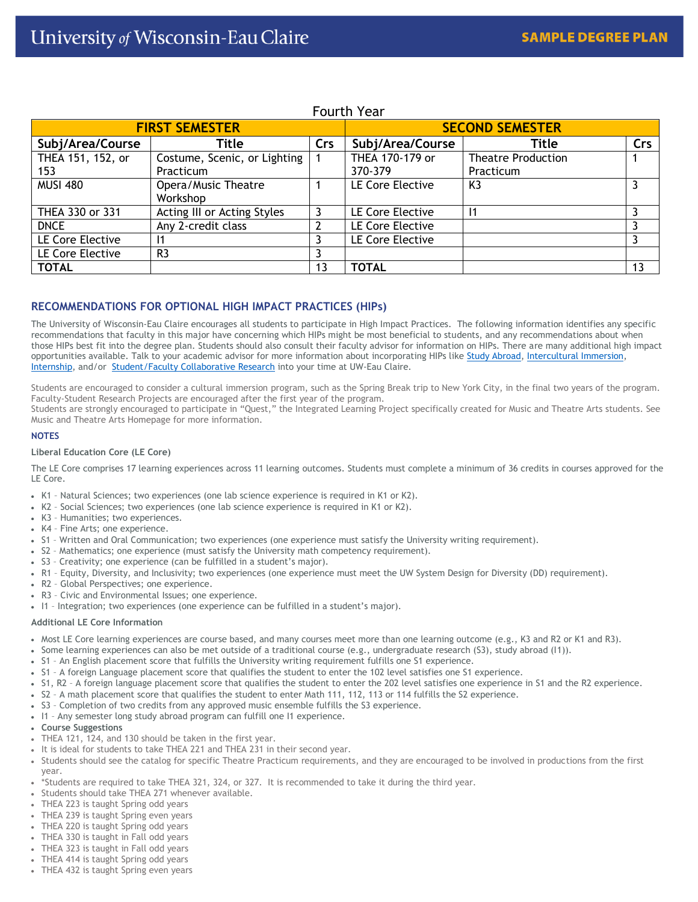## Fourth Year

| FIRST SEMESTER | | | SECOND SEMESTER | | |
|---|---|---|---|---|---|
| **Subj/Area/Course** | **Title** | **Crs** | **Subj/Area/Course** | **Title** | **Crs** |
| THEA 151, 152, or 153 | Costume, Scenic, or Lighting Practicum | 1 | THEA 170-179 or 370-379 | Theatre Production Practicum | 1 |
| MUSI 480 | Opera/Music Theatre Workshop | 1 | LE Core Elective | K3 | 3 |
| THEA 330 or 331 | Acting III or Acting Styles | 3 | LE Core Elective | I1 | 3 |
| DNCE | Any 2-credit class | 2 | LE Core Elective | | 3 |
| LE Core Elective | I1 | 3 | LE Core Elective | | 3 |
| LE Core Elective | R3 | 3 | | | |
| **TOTAL** | | 13 | **TOTAL** | | 13 |

### RECOMMENDATIONS FOR OPTIONAL HIGH IMPACT PRACTICES (HIPs)

The University of Wisconsin-Eau Claire encourages all students to participate in High Impact Practices. The following information identifies any specific recommendations that faculty in this major have concerning which HIPs might be most beneficial to students, and any recommendations about when those HIPs best fit into the degree plan. Students should also consult their faculty advisor for information on HIPs. There are many additional high impact opportunities available. Talk to your academic advisor for more information about incorporating HIPs like Study Abroad, Intercultural Immersion, Internship, and/or Student/Faculty Collaborative Research into your time at UW-Eau Claire.

Students are encouraged to consider a cultural immersion program, such as the Spring Break trip to New York City, in the final two years of the program. Faculty-Student Research Projects are encouraged after the first year of the program.
Students are strongly encouraged to participate in "Quest," the Integrated Learning Project specifically created for Music and Theatre Arts students. See Music and Theatre Arts Homepage for more information.

#### NOTES

**Liberal Education Core (LE Core)**

The LE Core comprises 17 learning experiences across 11 learning outcomes. Students must complete a minimum of 36 credits in courses approved for the LE Core.

- K1 – Natural Sciences; two experiences (one lab science experience is required in K1 or K2).
- K2 – Social Sciences; two experiences (one lab science experience is required in K1 or K2).
- K3 – Humanities; two experiences.
- K4 – Fine Arts; one experience.
- S1 – Written and Oral Communication; two experiences (one experience must satisfy the University writing requirement).
- S2 – Mathematics; one experience (must satisfy the University math competency requirement).
- S3 – Creativity; one experience (can be fulfilled in a student's major).
- R1 – Equity, Diversity, and Inclusivity; two experiences (one experience must meet the UW System Design for Diversity (DD) requirement).
- R2 – Global Perspectives; one experience.
- R3 – Civic and Environmental Issues; one experience.
- I1 – Integration; two experiences (one experience can be fulfilled in a student's major).

**Additional LE Core Information**

- Most LE Core learning experiences are course based, and many courses meet more than one learning outcome (e.g., K3 and R2 or K1 and R3).
- Some learning experiences can also be met outside of a traditional course (e.g., undergraduate research (S3), study abroad (I1)).
- S1 – An English placement score that fulfills the University writing requirement fulfills one S1 experience.
- S1 – A foreign Language placement score that qualifies the student to enter the 102 level satisfies one S1 experience.
- S1, R2 – A foreign language placement score that qualifies the student to enter the 202 level satisfies one experience in S1 and the R2 experience.
- S2 – A math placement score that qualifies the student to enter Math 111, 112, 113 or 114 fulfills the S2 experience.
- S3 – Completion of two credits from any approved music ensemble fulfills the S3 experience.
- I1 – Any semester long study abroad program can fulfill one I1 experience.
- **Course Suggestions**
- THEA 121, 124, and 130 should be taken in the first year.
- It is ideal for students to take THEA 221 and THEA 231 in their second year.
- Students should see the catalog for specific Theatre Practicum requirements, and they are encouraged to be involved in productions from the first year.
- *Students are required to take THEA 321, 324, or 327. It is recommended to take it during the third year.
- Students should take THEA 271 whenever available.
- THEA 223 is taught Spring odd years
- THEA 239 is taught Spring even years
- THEA 220 is taught Spring odd years
- THEA 330 is taught in Fall odd years
- THEA 323 is taught in Fall odd years
- THEA 414 is taught Spring odd years
- THEA 432 is taught Spring even years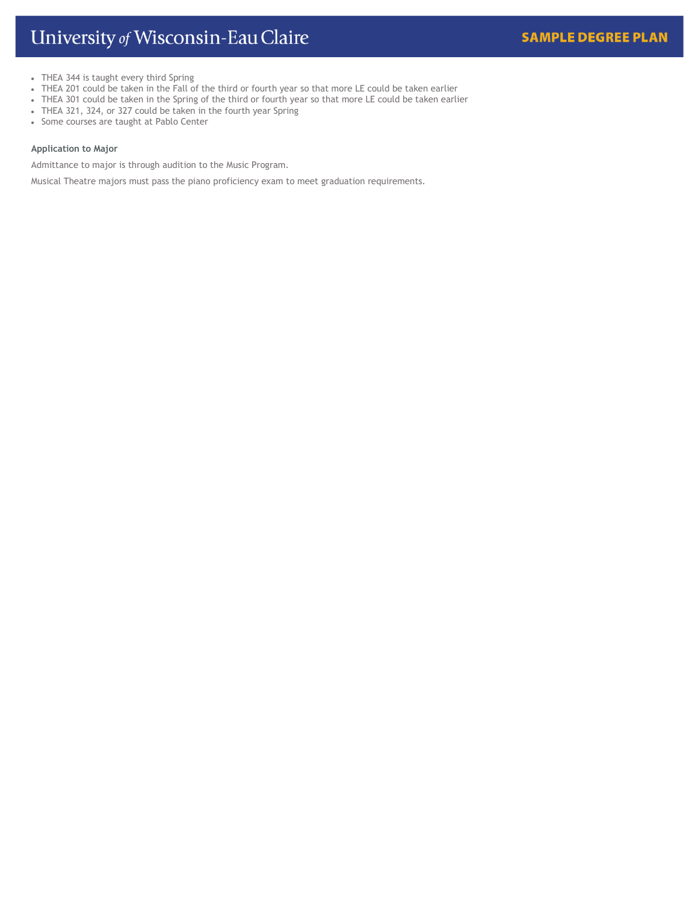- THEA 344 is taught every third Spring
- THEA 201 could be taken in the Fall of the third or fourth year so that more LE could be taken earlier
- THEA 301 could be taken in the Spring of the third or fourth year so that more LE could be taken earlier
- THEA 321, 324, or 327 could be taken in the fourth year Spring
- Some courses are taught at Pablo Center

**Application to Major**

Admittance to major is through audition to the Music Program.

Musical Theatre majors must pass the piano proficiency exam to meet graduation requirements.